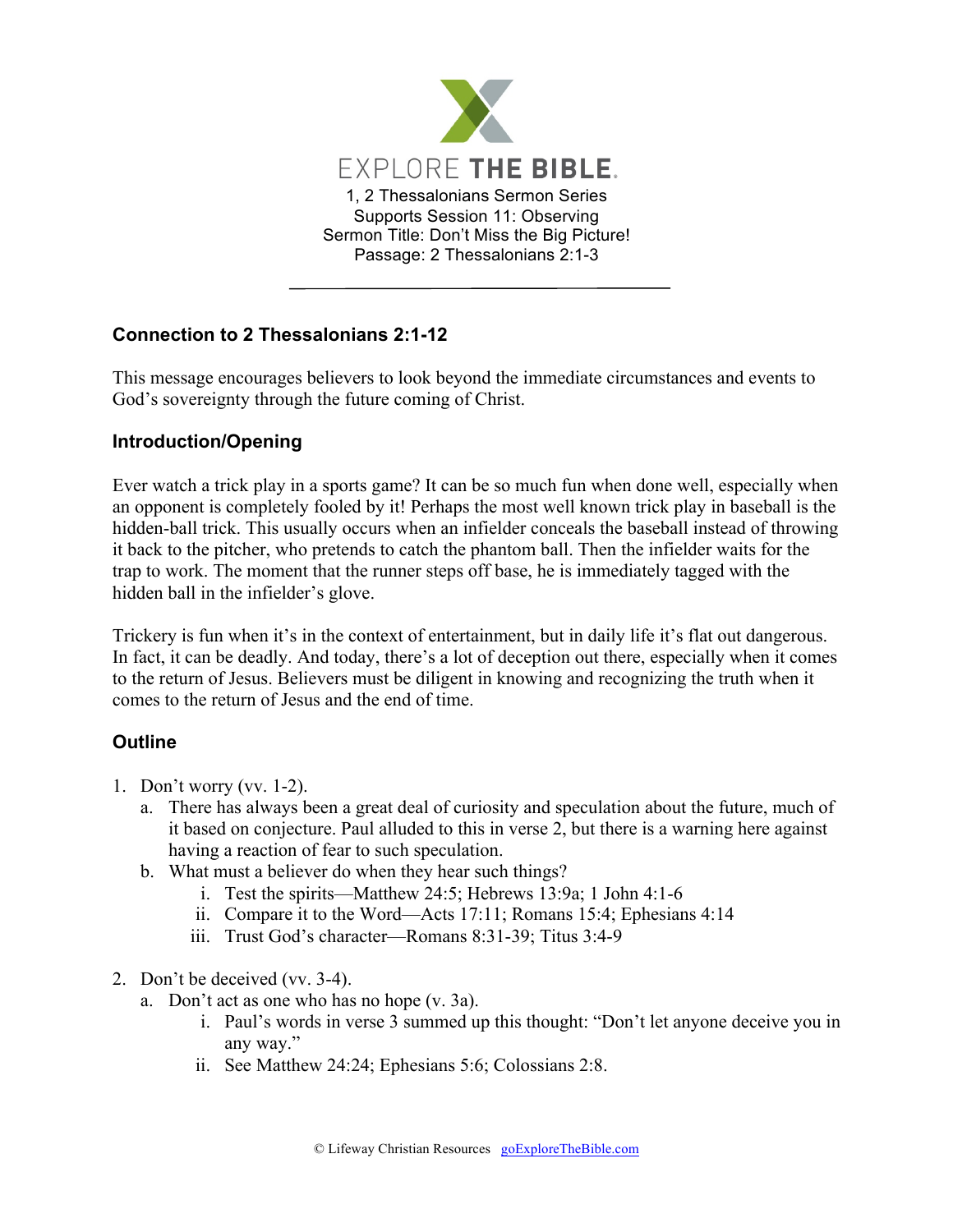EXPLORE THE BIBLE.

1, 2 Thessalonians Sermon Series
Supports Session 11: Observing
Sermon Title: Don't Miss the Big Picture!
Passage: 2 Thessalonians 2:1-3

## Connection to 2 Thessalonians 2:1-12

This message encourages believers to look beyond the immediate circumstances and events to God's sovereignty through the future coming of Christ.

## Introduction/Opening

Ever watch a trick play in a sports game? It can be so much fun when done well, especially when an opponent is completely fooled by it! Perhaps the most well known trick play in baseball is the hidden-ball trick. This usually occurs when an infielder conceals the baseball instead of throwing it back to the pitcher, who pretends to catch the phantom ball. Then the infielder waits for the trap to work. The moment that the runner steps off base, he is immediately tagged with the hidden ball in the infielder's glove.

Trickery is fun when it's in the context of entertainment, but in daily life it's flat out dangerous. In fact, it can be deadly. And today, there's a lot of deception out there, especially when it comes to the return of Jesus. Believers must be diligent in knowing and recognizing the truth when it comes to the return of Jesus and the end of time.

## Outline

1. Don't worry (vv. 1-2).
   a. There has always been a great deal of curiosity and speculation about the future, much of it based on conjecture. Paul alluded to this in verse 2, but there is a warning here against having a reaction of fear to such speculation.
   b. What must a believer do when they hear such things?
      i. Test the spirits—Matthew 24:5; Hebrews 13:9a; 1 John 4:1-6
      ii. Compare it to the Word—Acts 17:11; Romans 15:4; Ephesians 4:14
      iii. Trust God's character—Romans 8:31-39; Titus 3:4-9

2. Don't be deceived (vv. 3-4).
   a. Don't act as one who has no hope (v. 3a).
      i. Paul's words in verse 3 summed up this thought: "Don't let anyone deceive you in any way."
      ii. See Matthew 24:24; Ephesians 5:6; Colossians 2:8.

© Lifeway Christian Resources goExploreTheBible.com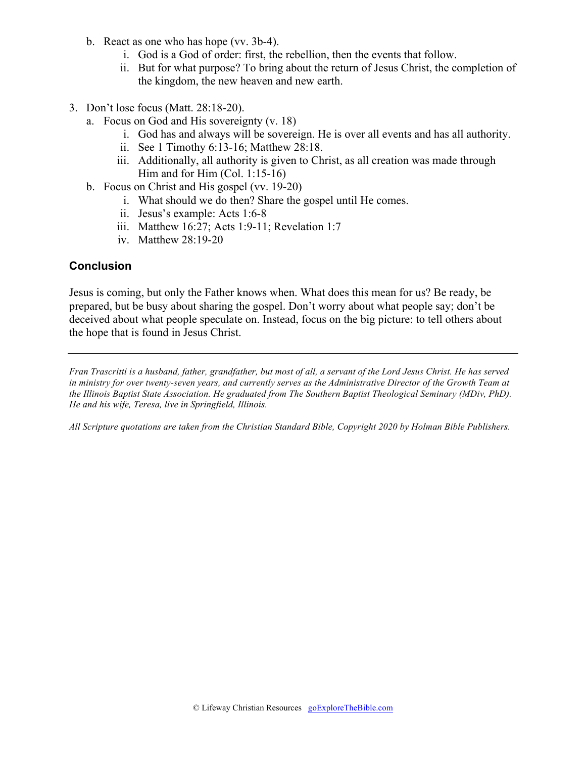b. React as one who has hope (vv. 3b-4).
      i. God is a God of order: first, the rebellion, then the events that follow.
      ii. But for what purpose? To bring about the return of Jesus Christ, the completion of the kingdom, the new heaven and new earth.

3. Don't lose focus (Matt. 28:18-20).
   a. Focus on God and His sovereignty (v. 18)
      i. God has and always will be sovereign. He is over all events and has all authority.
      ii. See 1 Timothy 6:13-16; Matthew 28:18.
      iii. Additionally, all authority is given to Christ, as all creation was made through Him and for Him (Col. 1:15-16)
   b. Focus on Christ and His gospel (vv. 19-20)
      i. What should we do then? Share the gospel until He comes.
      ii. Jesus's example: Acts 1:6-8
      iii. Matthew 16:27; Acts 1:9-11; Revelation 1:7
      iv. Matthew 28:19-20

### Conclusion

Jesus is coming, but only the Father knows when. What does this mean for us? Be ready, be prepared, but be busy about sharing the gospel. Don't worry about what people say; don't be deceived about what people speculate on. Instead, focus on the big picture: to tell others about the hope that is found in Jesus Christ.

---

*Fran Trascritti is a husband, father, grandfather, but most of all, a servant of the Lord Jesus Christ. He has served in ministry for over twenty-seven years, and currently serves as the Administrative Director of the Growth Team at the Illinois Baptist State Association. He graduated from The Southern Baptist Theological Seminary (MDiv, PhD). He and his wife, Teresa, live in Springfield, Illinois.*

*All Scripture quotations are taken from the Christian Standard Bible, Copyright 2020 by Holman Bible Publishers.*

© Lifeway Christian Resources goExploreTheBible.com